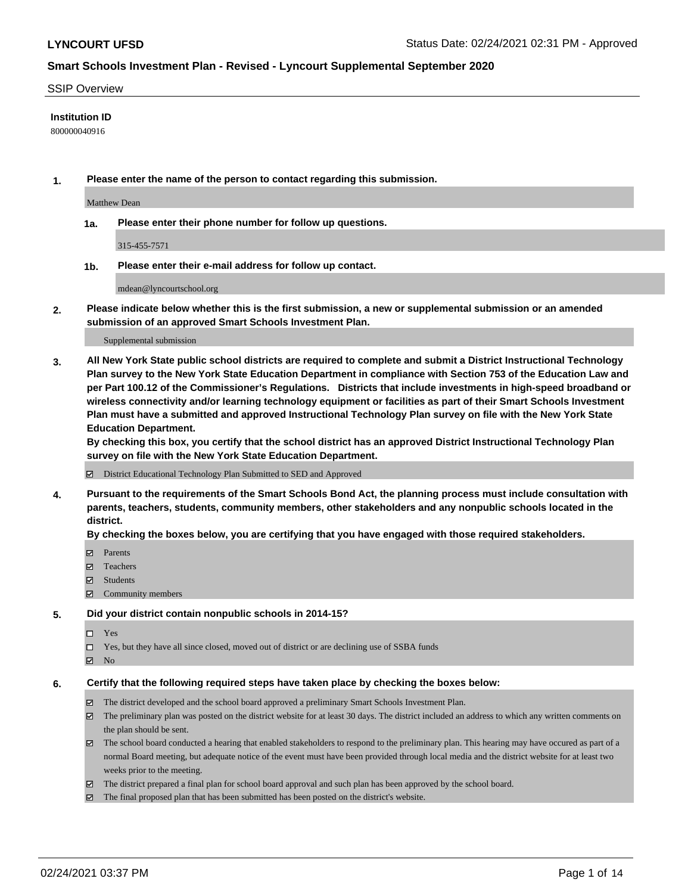# Smart Schools Investment Plan - Revised - Lyncourt Supplemental September 2020

SSIP Overview

**Institution ID**

800000040916

**1. Please enter the name of the person to contact regarding this submission.**

Matthew Dean

**1a. Please enter their phone number for follow up questions.**

315-455-7571

**1b. Please enter their e-mail address for follow up contact.**

mdean@lyncourtschool.org

**2. Please indicate below whether this is the first submission, a new or supplemental submission or an amended submission of an approved Smart Schools Investment Plan.**

Supplemental submission

**3. All New York State public school districts are required to complete and submit a District Instructional Technology Plan survey to the New York State Education Department in compliance with Section 753 of the Education Law and per Part 100.12 of the Commissioner's Regulations. Districts that include investments in high-speed broadband or wireless connectivity and/or learning technology equipment or facilities as part of their Smart Schools Investment Plan must have a submitted and approved Instructional Technology Plan survey on file with the New York State Education Department.**

**By checking this box, you certify that the school district has an approved District Instructional Technology Plan survey on file with the New York State Education Department.**

☑ District Educational Technology Plan Submitted to SED and Approved

**4. Pursuant to the requirements of the Smart Schools Bond Act, the planning process must include consultation with parents, teachers, students, community members, other stakeholders and any nonpublic schools located in the district.**

**By checking the boxes below, you are certifying that you have engaged with those required stakeholders.**

☑ Parents
☑ Teachers
☑ Students
☑ Community members

**5. Did your district contain nonpublic schools in 2014-15?**

☐ Yes
☐ Yes, but they have all since closed, moved out of district or are declining use of SSBA funds
☑ No

**6. Certify that the following required steps have taken place by checking the boxes below:**

☑ The district developed and the school board approved a preliminary Smart Schools Investment Plan.
☑ The preliminary plan was posted on the district website for at least 30 days. The district included an address to which any written comments on the plan should be sent.
☑ The school board conducted a hearing that enabled stakeholders to respond to the preliminary plan. This hearing may have occured as part of a normal Board meeting, but adequate notice of the event must have been provided through local media and the district website for at least two weeks prior to the meeting.
☑ The district prepared a final plan for school board approval and such plan has been approved by the school board.
☑ The final proposed plan that has been submitted has been posted on the district's website.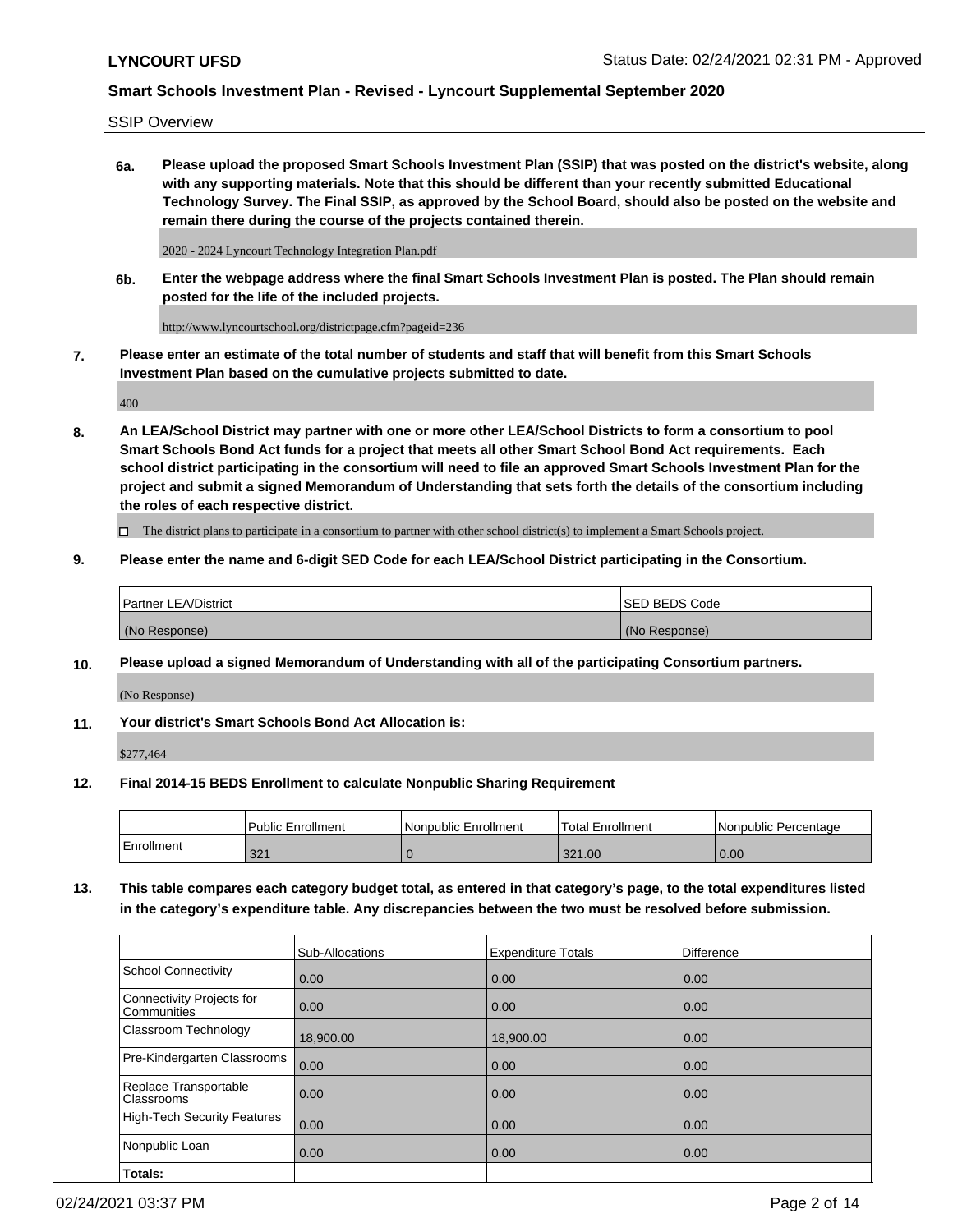SSIP Overview

**6a. Please upload the proposed Smart Schools Investment Plan (SSIP) that was posted on the district's website, along with any supporting materials. Note that this should be different than your recently submitted Educational Technology Survey. The Final SSIP, as approved by the School Board, should also be posted on the website and remain there during the course of the projects contained therein.**

2020 - 2024 Lyncourt Technology Integration Plan.pdf

**6b. Enter the webpage address where the final Smart Schools Investment Plan is posted. The Plan should remain posted for the life of the included projects.**

http://www.lyncourtschool.org/districtpage.cfm?pageid=236

**7. Please enter an estimate of the total number of students and staff that will benefit from this Smart Schools Investment Plan based on the cumulative projects submitted to date.**

400

**8. An LEA/School District may partner with one or more other LEA/School Districts to form a consortium to pool Smart Schools Bond Act funds for a project that meets all other Smart School Bond Act requirements. Each school district participating in the consortium will need to file an approved Smart Schools Investment Plan for the project and submit a signed Memorandum of Understanding that sets forth the details of the consortium including the roles of each respective district.**

☐ The district plans to participate in a consortium to partner with other school district(s) to implement a Smart Schools project.

**9. Please enter the name and 6-digit SED Code for each LEA/School District participating in the Consortium.**

| Partner LEA/District | SED BEDS Code |
|---|---|
| (No Response) | (No Response) |

**10. Please upload a signed Memorandum of Understanding with all of the participating Consortium partners.**

(No Response)

**11. Your district's Smart Schools Bond Act Allocation is:**

$277,464

**12. Final 2014-15 BEDS Enrollment to calculate Nonpublic Sharing Requirement**

| | Public Enrollment | Nonpublic Enrollment | Total Enrollment | Nonpublic Percentage |
|---|---|---|---|---|
| Enrollment | 321 | 0 | 321.00 | 0.00 |

**13. This table compares each category budget total, as entered in that category's page, to the total expenditures listed in the category's expenditure table. Any discrepancies between the two must be resolved before submission.**

| | Sub-Allocations | Expenditure Totals | Difference |
|---|---|---|---|
| School Connectivity | 0.00 | 0.00 | 0.00 |
| Connectivity Projects for Communities | 0.00 | 0.00 | 0.00 |
| Classroom Technology | 18,900.00 | 18,900.00 | 0.00 |
| Pre-Kindergarten Classrooms | 0.00 | 0.00 | 0.00 |
| Replace Transportable Classrooms | 0.00 | 0.00 | 0.00 |
| High-Tech Security Features | 0.00 | 0.00 | 0.00 |
| Nonpublic Loan | 0.00 | 0.00 | 0.00 |
| **Totals:** | | | |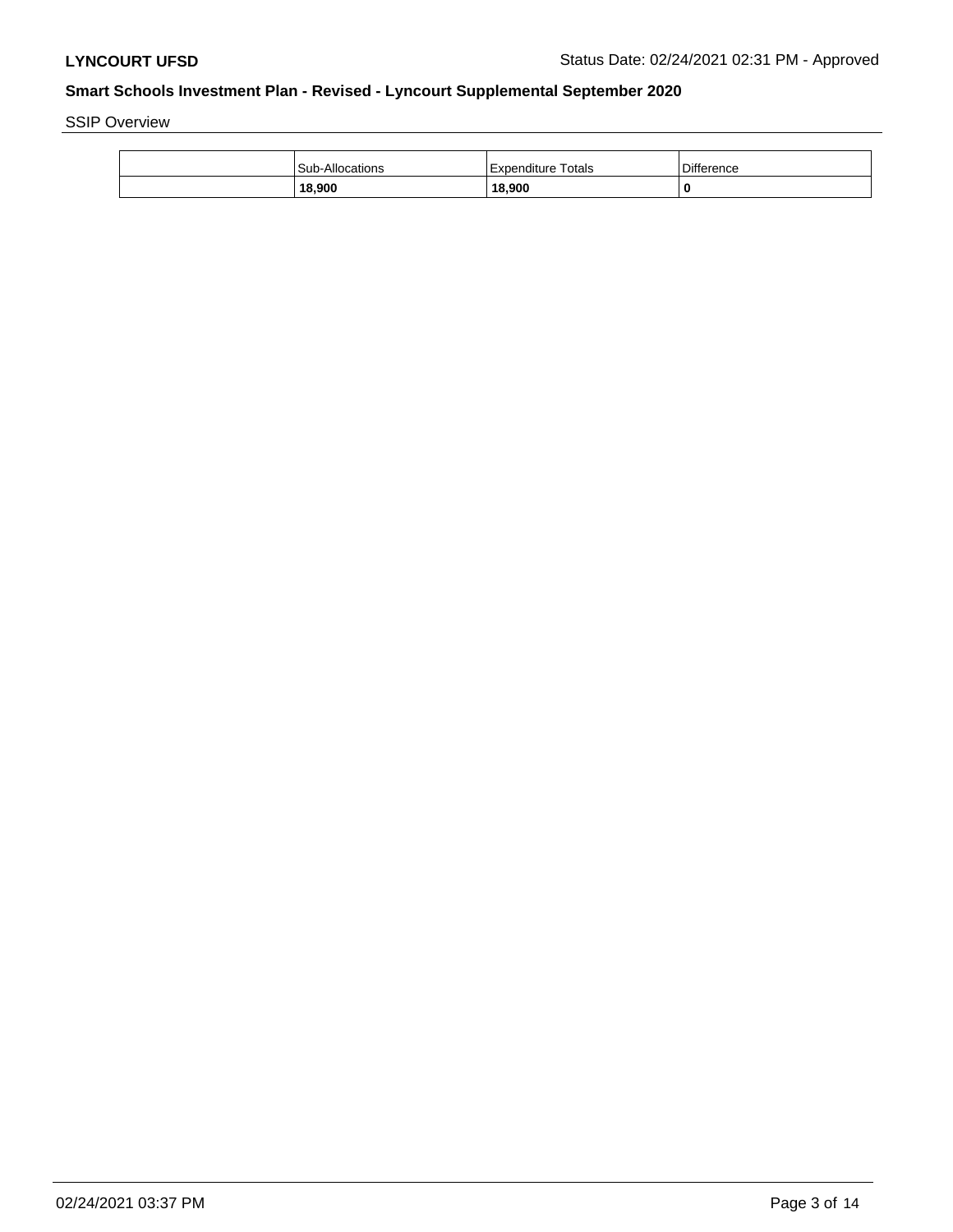SSIP Overview

| | Sub-Allocations | Expenditure Totals | Difference |
|---|---|---|---|
| | **18,900** | **18,900** | **0** |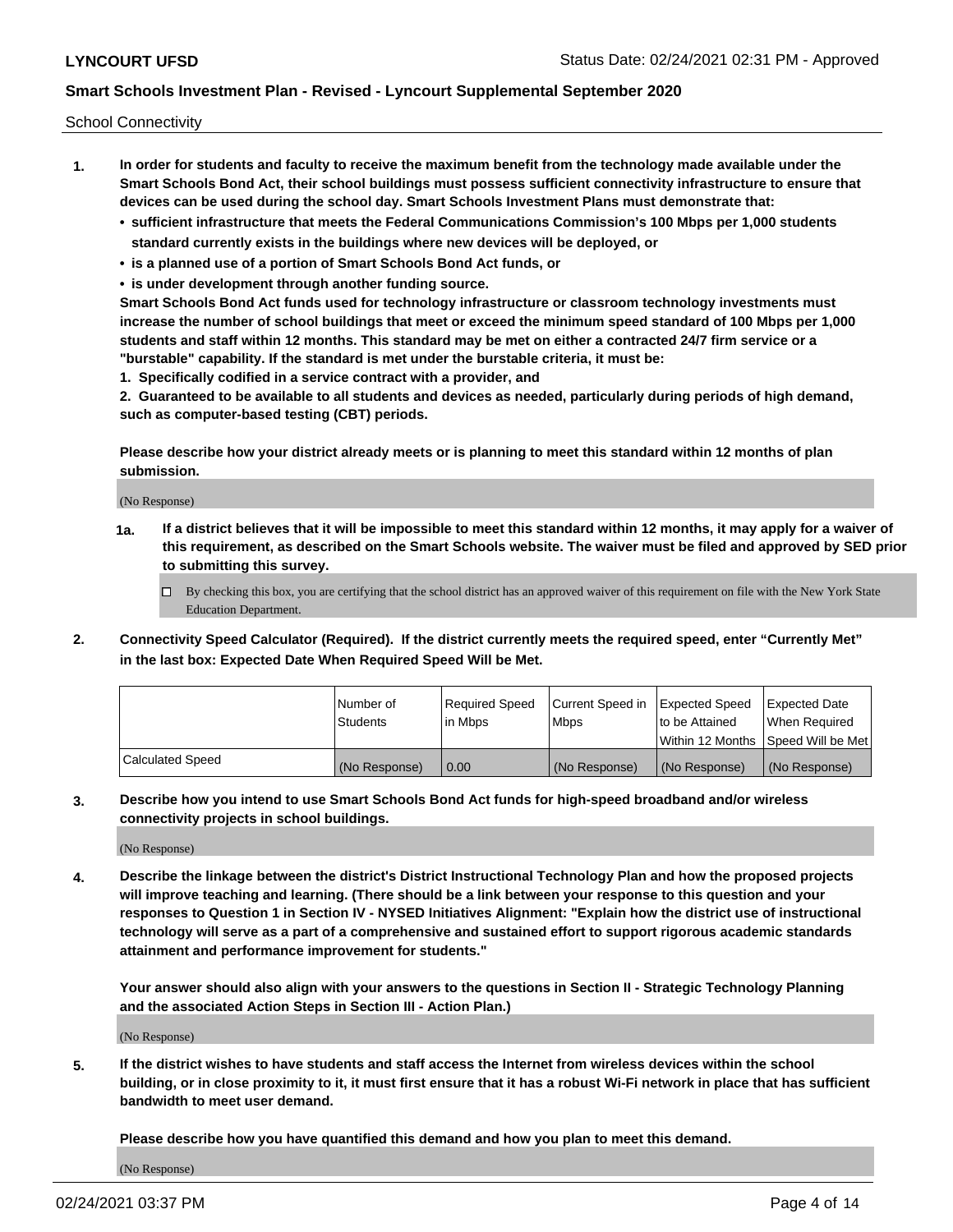School Connectivity

1. **In order for students and faculty to receive the maximum benefit from the technology made available under the Smart Schools Bond Act, their school buildings must possess sufficient connectivity infrastructure to ensure that devices can be used during the school day. Smart Schools Investment Plans must demonstrate that:**
   - **sufficient infrastructure that meets the Federal Communications Commission's 100 Mbps per 1,000 students standard currently exists in the buildings where new devices will be deployed, or**
   - **is a planned use of a portion of Smart Schools Bond Act funds, or**
   - **is under development through another funding source.**

   **Smart Schools Bond Act funds used for technology infrastructure or classroom technology investments must increase the number of school buildings that meet or exceed the minimum speed standard of 100 Mbps per 1,000 students and staff within 12 months. This standard may be met on either a contracted 24/7 firm service or a "burstable" capability. If the standard is met under the burstable criteria, it must be:**

   **1. Specifically codified in a service contract with a provider, and**

   **2. Guaranteed to be available to all students and devices as needed, particularly during periods of high demand, such as computer-based testing (CBT) periods.**

   **Please describe how your district already meets or is planning to meet this standard within 12 months of plan submission.**

   (No Response)

   **1a. If a district believes that it will be impossible to meet this standard within 12 months, it may apply for a waiver of this requirement, as described on the Smart Schools website. The waiver must be filed and approved by SED prior to submitting this survey.**

   ☐ By checking this box, you are certifying that the school district has an approved waiver of this requirement on file with the New York State Education Department.

2. **Connectivity Speed Calculator (Required). If the district currently meets the required speed, enter "Currently Met" in the last box: Expected Date When Required Speed Will be Met.**

| | Number of Students | Required Speed in Mbps | Current Speed in Mbps | Expected Speed to be Attained Within 12 Months | Expected Date When Required Speed Will be Met |
|---|---|---|---|---|---|
| Calculated Speed | (No Response) | 0.00 | (No Response) | (No Response) | (No Response) |

3. **Describe how you intend to use Smart Schools Bond Act funds for high-speed broadband and/or wireless connectivity projects in school buildings.**

   (No Response)

4. **Describe the linkage between the district's District Instructional Technology Plan and how the proposed projects will improve teaching and learning. (There should be a link between your response to this question and your responses to Question 1 in Section IV - NYSED Initiatives Alignment: "Explain how the district use of instructional technology will serve as a part of a comprehensive and sustained effort to support rigorous academic standards attainment and performance improvement for students."**

   **Your answer should also align with your answers to the questions in Section II - Strategic Technology Planning and the associated Action Steps in Section III - Action Plan.)**

   (No Response)

5. **If the district wishes to have students and staff access the Internet from wireless devices within the school building, or in close proximity to it, it must first ensure that it has a robust Wi-Fi network in place that has sufficient bandwidth to meet user demand.**

   **Please describe how you have quantified this demand and how you plan to meet this demand.**

   (No Response)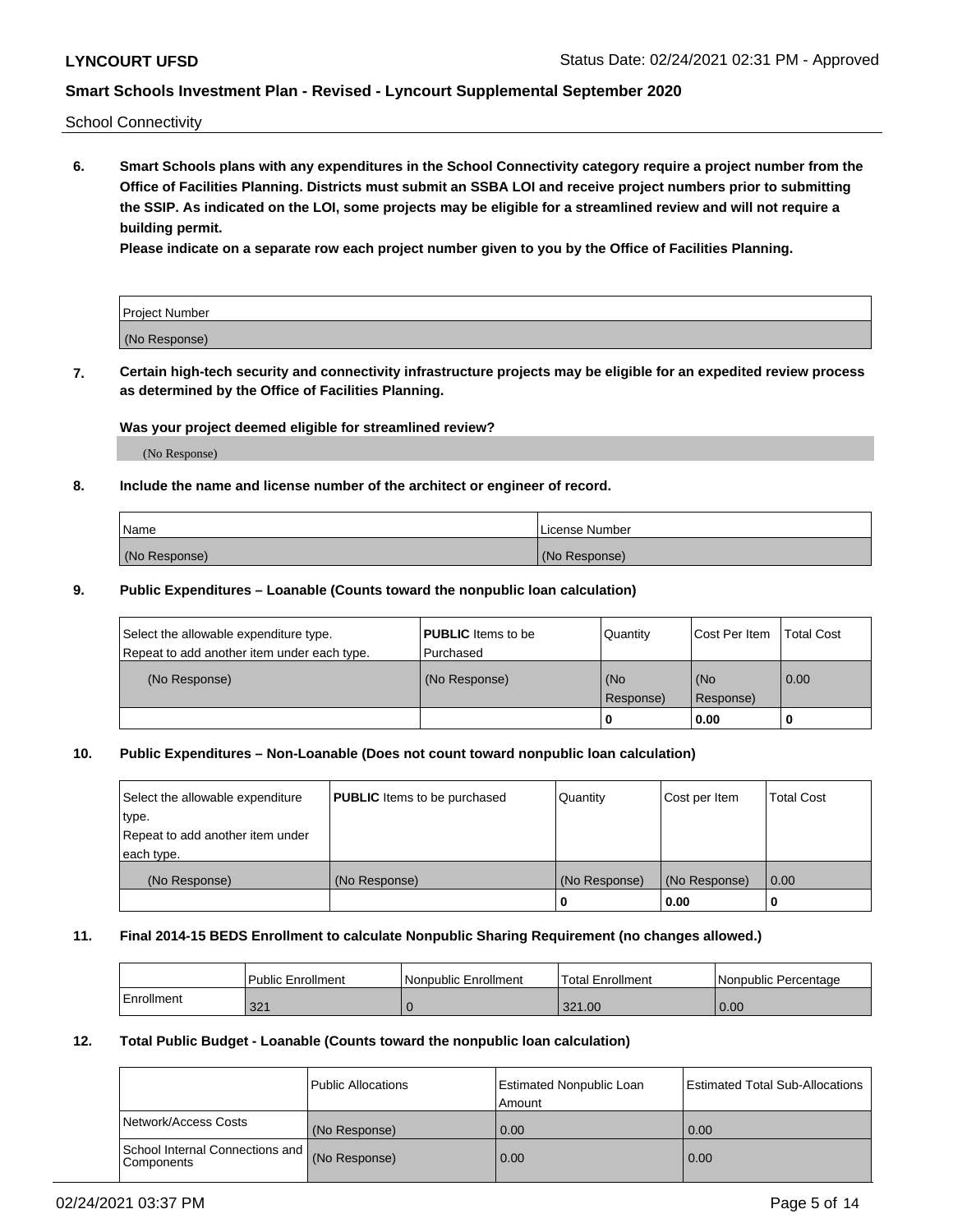School Connectivity

**6. Smart Schools plans with any expenditures in the School Connectivity category require a project number from the Office of Facilities Planning. Districts must submit an SSBA LOI and receive project numbers prior to submitting the SSIP. As indicated on the LOI, some projects may be eligible for a streamlined review and will not require a building permit.**

**Please indicate on a separate row each project number given to you by the Office of Facilities Planning.**

| Project Number |
|---|
| (No Response) |

**7. Certain high-tech security and connectivity infrastructure projects may be eligible for an expedited review process as determined by the Office of Facilities Planning.**

**Was your project deemed eligible for streamlined review?**

(No Response)

**8. Include the name and license number of the architect or engineer of record.**

| Name | License Number |
|---|---|
| (No Response) | (No Response) |

**9. Public Expenditures – Loanable (Counts toward the nonpublic loan calculation)**

| Select the allowable expenditure type. Repeat to add another item under each type. | **PUBLIC** Items to be Purchased | Quantity | Cost Per Item | Total Cost |
|---|---|---|---|---|
| (No Response) | (No Response) | (No Response) | (No Response) | 0.00 |
| | | 0 | 0.00 | 0 |

**10. Public Expenditures – Non-Loanable (Does not count toward nonpublic loan calculation)**

| Select the allowable expenditure type. Repeat to add another item under each type. | **PUBLIC** Items to be purchased | Quantity | Cost per Item | Total Cost |
|---|---|---|---|---|
| (No Response) | (No Response) | (No Response) | (No Response) | 0.00 |
| | | 0 | 0.00 | 0 |

**11. Final 2014-15 BEDS Enrollment to calculate Nonpublic Sharing Requirement (no changes allowed.)**

| | Public Enrollment | Nonpublic Enrollment | Total Enrollment | Nonpublic Percentage |
|---|---|---|---|---|
| Enrollment | 321 | 0 | 321.00 | 0.00 |

**12. Total Public Budget - Loanable (Counts toward the nonpublic loan calculation)**

| | Public Allocations | Estimated Nonpublic Loan Amount | Estimated Total Sub-Allocations |
|---|---|---|---|
| Network/Access Costs | (No Response) | 0.00 | 0.00 |
| School Internal Connections and Components | (No Response) | 0.00 | 0.00 |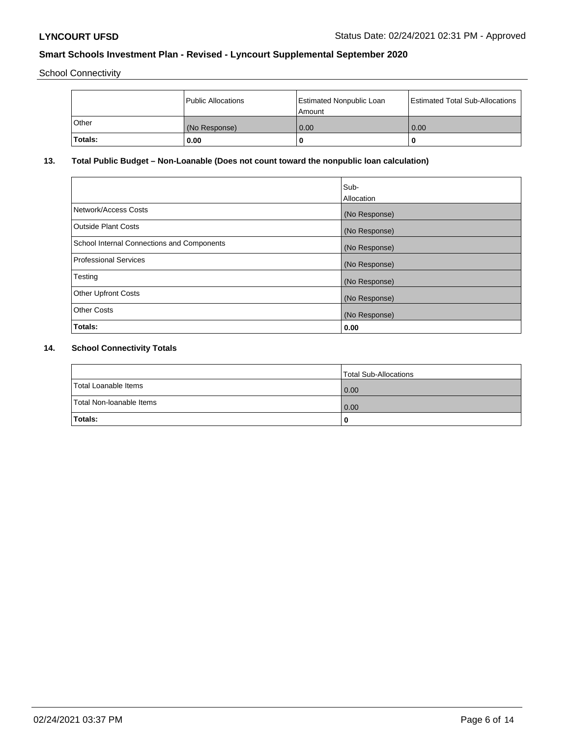School Connectivity

| | Public Allocations | Estimated Nonpublic Loan Amount | Estimated Total Sub-Allocations |
|---|---|---|---|
| Other | (No Response) | 0.00 | 0.00 |
| **Totals:** | **0.00** | **0** | **0** |

## 13. Total Public Budget – Non-Loanable (Does not count toward the nonpublic loan calculation)

| | Sub-Allocation |
|---|---|
| Network/Access Costs | (No Response) |
| Outside Plant Costs | (No Response) |
| School Internal Connections and Components | (No Response) |
| Professional Services | (No Response) |
| Testing | (No Response) |
| Other Upfront Costs | (No Response) |
| Other Costs | (No Response) |
| **Totals:** | **0.00** |

## 14. School Connectivity Totals

| | Total Sub-Allocations |
|---|---|
| Total Loanable Items | 0.00 |
| Total Non-loanable Items | 0.00 |
| **Totals:** | **0** |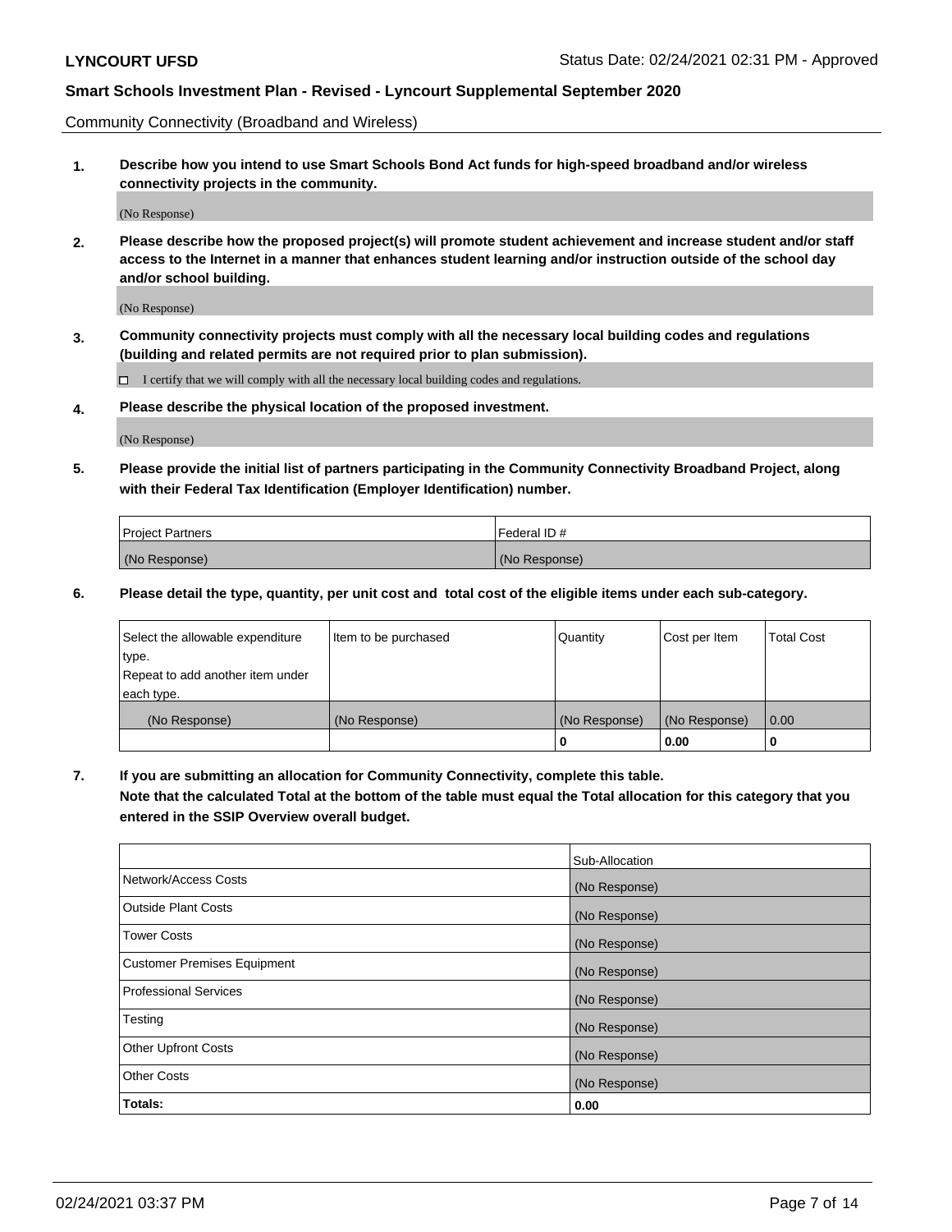Community Connectivity (Broadband and Wireless)

**1. Describe how you intend to use Smart Schools Bond Act funds for high-speed broadband and/or wireless connectivity projects in the community.**

(No Response)

**2. Please describe how the proposed project(s) will promote student achievement and increase student and/or staff access to the Internet in a manner that enhances student learning and/or instruction outside of the school day and/or school building.**

(No Response)

**3. Community connectivity projects must comply with all the necessary local building codes and regulations (building and related permits are not required prior to plan submission).**

☐ I certify that we will comply with all the necessary local building codes and regulations.

**4. Please describe the physical location of the proposed investment.**

(No Response)

**5. Please provide the initial list of partners participating in the Community Connectivity Broadband Project, along with their Federal Tax Identification (Employer Identification) number.**

| Project Partners | Federal ID # |
|---|---|
| (No Response) | (No Response) |

**6. Please detail the type, quantity, per unit cost and total cost of the eligible items under each sub-category.**

| Select the allowable expenditure type. Repeat to add another item under each type. | Item to be purchased | Quantity | Cost per Item | Total Cost |
|---|---|---|---|---|
| (No Response) | (No Response) | (No Response) | (No Response) | 0.00 |
| | | **0** | **0.00** | **0** |

**7. If you are submitting an allocation for Community Connectivity, complete this table. Note that the calculated Total at the bottom of the table must equal the Total allocation for this category that you entered in the SSIP Overview overall budget.**

| | Sub-Allocation |
|---|---|
| Network/Access Costs | (No Response) |
| Outside Plant Costs | (No Response) |
| Tower Costs | (No Response) |
| Customer Premises Equipment | (No Response) |
| Professional Services | (No Response) |
| Testing | (No Response) |
| Other Upfront Costs | (No Response) |
| Other Costs | (No Response) |
| **Totals:** | **0.00** |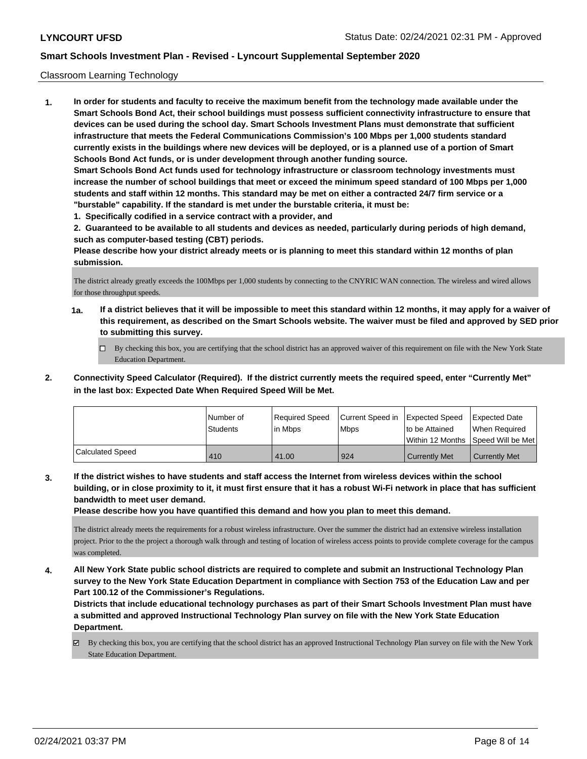Classroom Learning Technology

**1. In order for students and faculty to receive the maximum benefit from the technology made available under the Smart Schools Bond Act, their school buildings must possess sufficient connectivity infrastructure to ensure that devices can be used during the school day. Smart Schools Investment Plans must demonstrate that sufficient infrastructure that meets the Federal Communications Commission's 100 Mbps per 1,000 students standard currently exists in the buildings where new devices will be deployed, or is a planned use of a portion of Smart Schools Bond Act funds, or is under development through another funding source.**

**Smart Schools Bond Act funds used for technology infrastructure or classroom technology investments must increase the number of school buildings that meet or exceed the minimum speed standard of 100 Mbps per 1,000 students and staff within 12 months. This standard may be met on either a contracted 24/7 firm service or a "burstable" capability. If the standard is met under the burstable criteria, it must be:**

**1. Specifically codified in a service contract with a provider, and**

**2. Guaranteed to be available to all students and devices as needed, particularly during periods of high demand, such as computer-based testing (CBT) periods.**

**Please describe how your district already meets or is planning to meet this standard within 12 months of plan submission.**

The district already greatly exceeds the 100Mbps per 1,000 students by connecting to the CNYRIC WAN connection. The wireless and wired allows for those throughput speeds.

**1a. If a district believes that it will be impossible to meet this standard within 12 months, it may apply for a waiver of this requirement, as described on the Smart Schools website. The waiver must be filed and approved by SED prior to submitting this survey.**

☐ By checking this box, you are certifying that the school district has an approved waiver of this requirement on file with the New York State Education Department.

**2. Connectivity Speed Calculator (Required). If the district currently meets the required speed, enter "Currently Met" in the last box: Expected Date When Required Speed Will be Met.**

| | Number of Students | Required Speed in Mbps | Current Speed in Mbps | Expected Speed to be Attained Within 12 Months | Expected Date When Required Speed Will be Met |
|---|---|---|---|---|---|
| Calculated Speed | 410 | 41.00 | 924 | Currently Met | Currently Met |

**3. If the district wishes to have students and staff access the Internet from wireless devices within the school building, or in close proximity to it, it must first ensure that it has a robust Wi-Fi network in place that has sufficient bandwidth to meet user demand.**

**Please describe how you have quantified this demand and how you plan to meet this demand.**

The district already meets the requirements for a robust wireless infrastructure. Over the summer the district had an extensive wireless installation project. Prior to the the project a thorough walk through and testing of location of wireless access points to provide complete coverage for the campus was completed.

**4. All New York State public school districts are required to complete and submit an Instructional Technology Plan survey to the New York State Education Department in compliance with Section 753 of the Education Law and per Part 100.12 of the Commissioner's Regulations.**

**Districts that include educational technology purchases as part of their Smart Schools Investment Plan must have a submitted and approved Instructional Technology Plan survey on file with the New York State Education Department.**

☑ By checking this box, you are certifying that the school district has an approved Instructional Technology Plan survey on file with the New York State Education Department.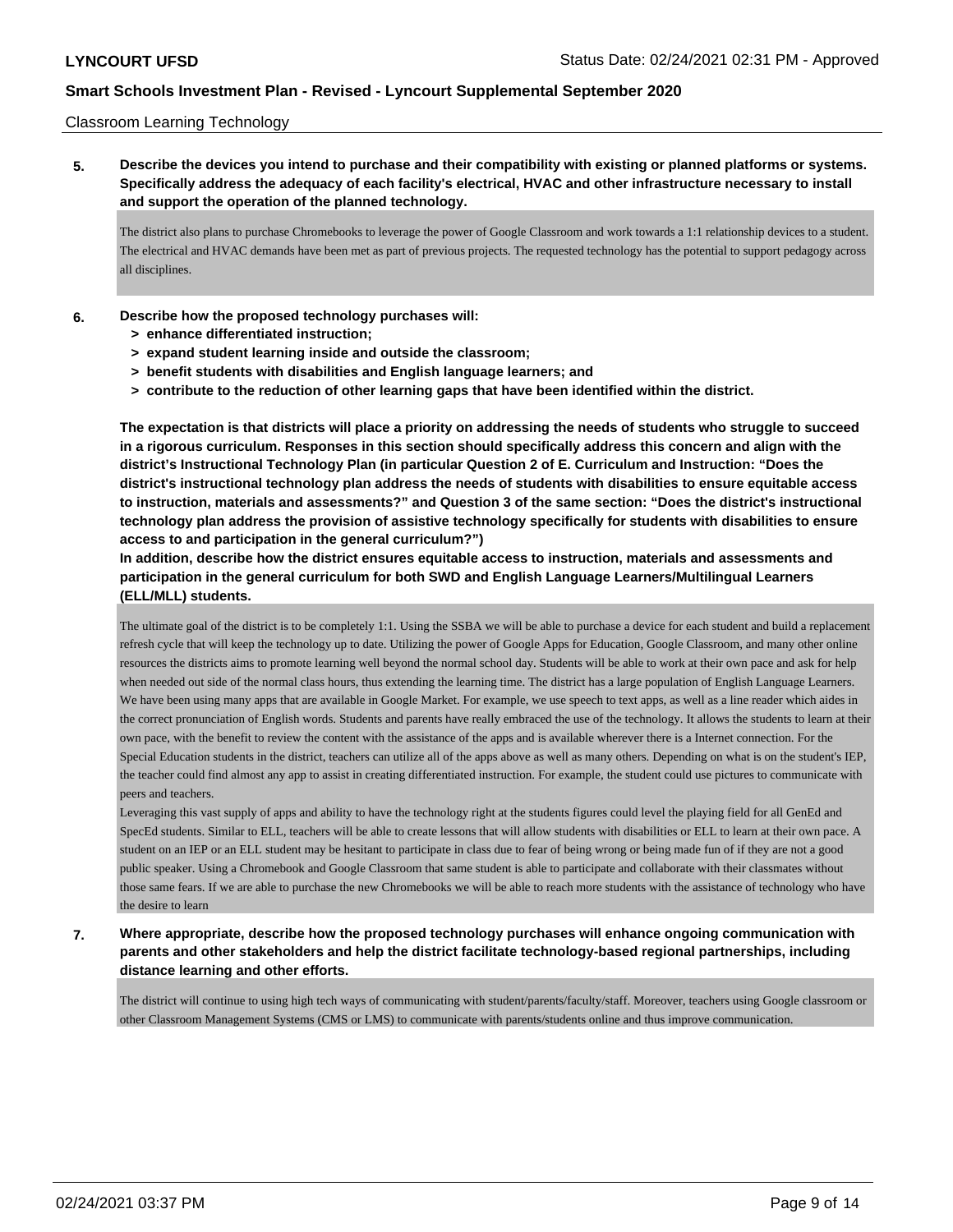Classroom Learning Technology

**5. Describe the devices you intend to purchase and their compatibility with existing or planned platforms or systems. Specifically address the adequacy of each facility's electrical, HVAC and other infrastructure necessary to install and support the operation of the planned technology.**

The district also plans to purchase Chromebooks to leverage the power of Google Classroom and work towards a 1:1 relationship devices to a student. The electrical and HVAC demands have been met as part of previous projects. The requested technology has the potential to support pedagogy across all disciplines.

**6. Describe how the proposed technology purchases will:**
- **> enhance differentiated instruction;**
- **> expand student learning inside and outside the classroom;**
- **> benefit students with disabilities and English language learners; and**
- **> contribute to the reduction of other learning gaps that have been identified within the district.**

**The expectation is that districts will place a priority on addressing the needs of students who struggle to succeed in a rigorous curriculum. Responses in this section should specifically address this concern and align with the district's Instructional Technology Plan (in particular Question 2 of E. Curriculum and Instruction: "Does the district's instructional technology plan address the needs of students with disabilities to ensure equitable access to instruction, materials and assessments?" and Question 3 of the same section: "Does the district's instructional technology plan address the provision of assistive technology specifically for students with disabilities to ensure access to and participation in the general curriculum?")**

**In addition, describe how the district ensures equitable access to instruction, materials and assessments and participation in the general curriculum for both SWD and English Language Learners/Multilingual Learners (ELL/MLL) students.**

The ultimate goal of the district is to be completely 1:1. Using the SSBA we will be able to purchase a device for each student and build a replacement refresh cycle that will keep the technology up to date. Utilizing the power of Google Apps for Education, Google Classroom, and many other online resources the districts aims to promote learning well beyond the normal school day. Students will be able to work at their own pace and ask for help when needed out side of the normal class hours, thus extending the learning time. The district has a large population of English Language Learners. We have been using many apps that are available in Google Market. For example, we use speech to text apps, as well as a line reader which aides in the correct pronunciation of English words. Students and parents have really embraced the use of the technology. It allows the students to learn at their own pace, with the benefit to review the content with the assistance of the apps and is available wherever there is a Internet connection. For the Special Education students in the district, teachers can utilize all of the apps above as well as many others. Depending on what is on the student's IEP, the teacher could find almost any app to assist in creating differentiated instruction. For example, the student could use pictures to communicate with peers and teachers.

Leveraging this vast supply of apps and ability to have the technology right at the students figures could level the playing field for all GenEd and SpecEd students. Similar to ELL, teachers will be able to create lessons that will allow students with disabilities or ELL to learn at their own pace. A student on an IEP or an ELL student may be hesitant to participate in class due to fear of being wrong or being made fun of if they are not a good public speaker. Using a Chromebook and Google Classroom that same student is able to participate and collaborate with their classmates without those same fears. If we are able to purchase the new Chromebooks we will be able to reach more students with the assistance of technology who have the desire to learn

**7. Where appropriate, describe how the proposed technology purchases will enhance ongoing communication with parents and other stakeholders and help the district facilitate technology-based regional partnerships, including distance learning and other efforts.**

The district will continue to using high tech ways of communicating with student/parents/faculty/staff. Moreover, teachers using Google classroom or other Classroom Management Systems (CMS or LMS) to communicate with parents/students online and thus improve communication.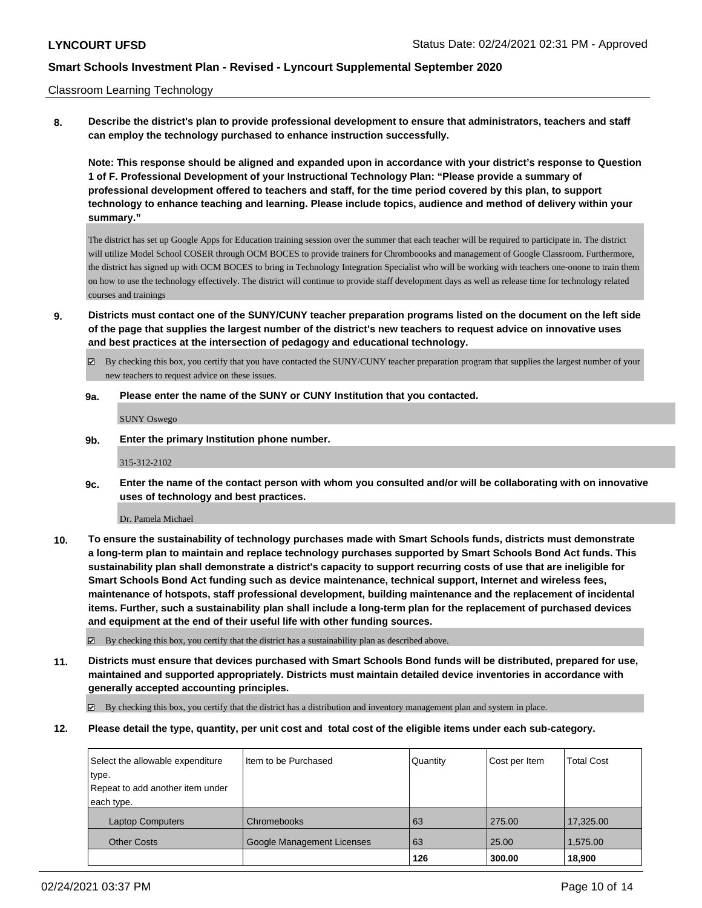Classroom Learning Technology

**8. Describe the district's plan to provide professional development to ensure that administrators, teachers and staff can employ the technology purchased to enhance instruction successfully.**

**Note: This response should be aligned and expanded upon in accordance with your district's response to Question 1 of F. Professional Development of your Instructional Technology Plan: "Please provide a summary of professional development offered to teachers and staff, for the time period covered by this plan, to support technology to enhance teaching and learning. Please include topics, audience and method of delivery within your summary."**

The district has set up Google Apps for Education training session over the summer that each teacher will be required to participate in. The district will utilize Model School COSER through OCM BOCES to provide trainers for Chromboooks and management of Google Classroom. Furthermore, the district has signed up with OCM BOCES to bring in Technology Integration Specialist who will be working with teachers one-onone to train them on how to use the technology effectively. The district will continue to provide staff development days as well as release time for technology related courses and trainings

**9. Districts must contact one of the SUNY/CUNY teacher preparation programs listed on the document on the left side of the page that supplies the largest number of the district's new teachers to request advice on innovative uses and best practices at the intersection of pedagogy and educational technology.**

☑ By checking this box, you certify that you have contacted the SUNY/CUNY teacher preparation program that supplies the largest number of your new teachers to request advice on these issues.

**9a. Please enter the name of the SUNY or CUNY Institution that you contacted.**

SUNY Oswego

**9b. Enter the primary Institution phone number.**

315-312-2102

**9c. Enter the name of the contact person with whom you consulted and/or will be collaborating with on innovative uses of technology and best practices.**

Dr. Pamela Michael

**10. To ensure the sustainability of technology purchases made with Smart Schools funds, districts must demonstrate a long-term plan to maintain and replace technology purchases supported by Smart Schools Bond Act funds. This sustainability plan shall demonstrate a district's capacity to support recurring costs of use that are ineligible for Smart Schools Bond Act funding such as device maintenance, technical support, Internet and wireless fees, maintenance of hotspots, staff professional development, building maintenance and the replacement of incidental items. Further, such a sustainability plan shall include a long-term plan for the replacement of purchased devices and equipment at the end of their useful life with other funding sources.**

☑ By checking this box, you certify that the district has a sustainability plan as described above.

**11. Districts must ensure that devices purchased with Smart Schools Bond funds will be distributed, prepared for use, maintained and supported appropriately. Districts must maintain detailed device inventories in accordance with generally accepted accounting principles.**

☑ By checking this box, you certify that the district has a distribution and inventory management plan and system in place.

**12. Please detail the type, quantity, per unit cost and total cost of the eligible items under each sub-category.**

| Select the allowable expenditure type. Repeat to add another item under each type. | Item to be Purchased | Quantity | Cost per Item | Total Cost |
|---|---|---|---|---|
| Laptop Computers | Chromebooks | 63 | 275.00 | 17,325.00 |
| Other Costs | Google Management Licenses | 63 | 25.00 | 1,575.00 |
| | | **126** | **300.00** | **18,900** |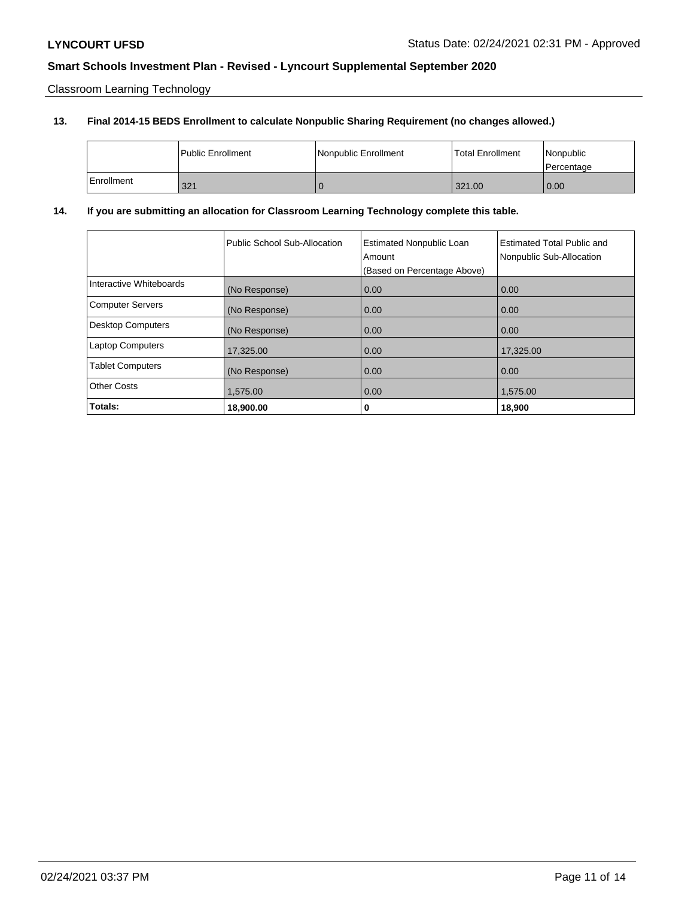Classroom Learning Technology

**13. Final 2014-15 BEDS Enrollment to calculate Nonpublic Sharing Requirement (no changes allowed.)**

| | Public Enrollment | Nonpublic Enrollment | Total Enrollment | Nonpublic Percentage |
|---|---|---|---|---|
| Enrollment | 321 | 0 | 321.00 | 0.00 |

**14. If you are submitting an allocation for Classroom Learning Technology complete this table.**

| | Public School Sub-Allocation | Estimated Nonpublic Loan Amount (Based on Percentage Above) | Estimated Total Public and Nonpublic Sub-Allocation |
|---|---|---|---|
| Interactive Whiteboards | (No Response) | 0.00 | 0.00 |
| Computer Servers | (No Response) | 0.00 | 0.00 |
| Desktop Computers | (No Response) | 0.00 | 0.00 |
| Laptop Computers | 17,325.00 | 0.00 | 17,325.00 |
| Tablet Computers | (No Response) | 0.00 | 0.00 |
| Other Costs | 1,575.00 | 0.00 | 1,575.00 |
| **Totals:** | **18,900.00** | **0** | **18,900** |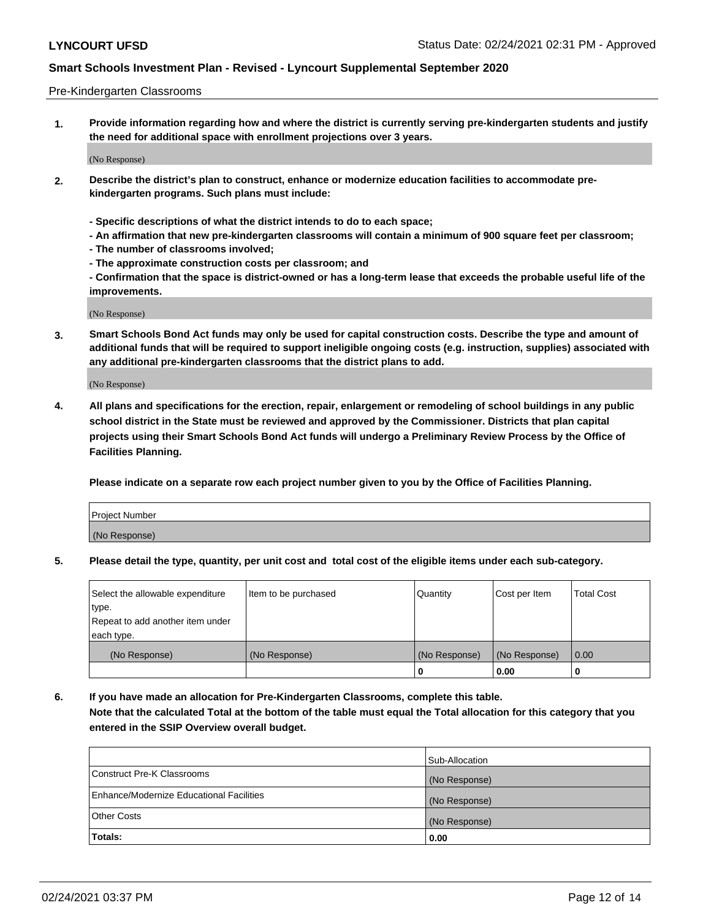Pre-Kindergarten Classrooms

**1. Provide information regarding how and where the district is currently serving pre-kindergarten students and justify the need for additional space with enrollment projections over 3 years.**

(No Response)

**2. Describe the district's plan to construct, enhance or modernize education facilities to accommodate pre-kindergarten programs. Such plans must include:**

**- Specific descriptions of what the district intends to do to each space;**
**- An affirmation that new pre-kindergarten classrooms will contain a minimum of 900 square feet per classroom;**
**- The number of classrooms involved;**
**- The approximate construction costs per classroom; and**
**- Confirmation that the space is district-owned or has a long-term lease that exceeds the probable useful life of the improvements.**

(No Response)

**3. Smart Schools Bond Act funds may only be used for capital construction costs. Describe the type and amount of additional funds that will be required to support ineligible ongoing costs (e.g. instruction, supplies) associated with any additional pre-kindergarten classrooms that the district plans to add.**

(No Response)

**4. All plans and specifications for the erection, repair, enlargement or remodeling of school buildings in any public school district in the State must be reviewed and approved by the Commissioner. Districts that plan capital projects using their Smart Schools Bond Act funds will undergo a Preliminary Review Process by the Office of Facilities Planning.**

**Please indicate on a separate row each project number given to you by the Office of Facilities Planning.**

| Project Number |
| --- |
| (No Response) |

**5. Please detail the type, quantity, per unit cost and total cost of the eligible items under each sub-category.**

| Select the allowable expenditure type. Repeat to add another item under each type. | Item to be purchased | Quantity | Cost per Item | Total Cost |
| --- | --- | --- | --- | --- |
| (No Response) | (No Response) | (No Response) | (No Response) | 0.00 |
| | | 0 | 0.00 | 0 |

**6. If you have made an allocation for Pre-Kindergarten Classrooms, complete this table.**
**Note that the calculated Total at the bottom of the table must equal the Total allocation for this category that you entered in the SSIP Overview overall budget.**

| | Sub-Allocation |
| --- | --- |
| Construct Pre-K Classrooms | (No Response) |
| Enhance/Modernize Educational Facilities | (No Response) |
| Other Costs | (No Response) |
| **Totals:** | **0.00** |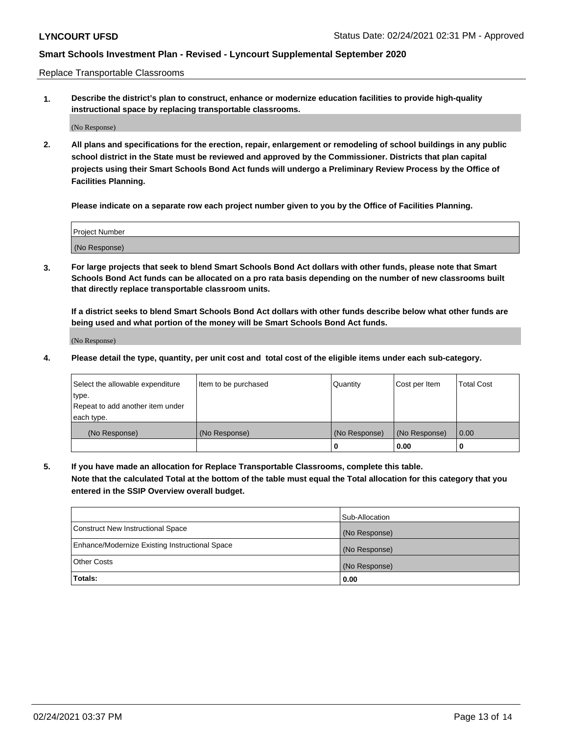Replace Transportable Classrooms

**1. Describe the district's plan to construct, enhance or modernize education facilities to provide high-quality instructional space by replacing transportable classrooms.**

(No Response)

**2. All plans and specifications for the erection, repair, enlargement or remodeling of school buildings in any public school district in the State must be reviewed and approved by the Commissioner. Districts that plan capital projects using their Smart Schools Bond Act funds will undergo a Preliminary Review Process by the Office of Facilities Planning.**

**Please indicate on a separate row each project number given to you by the Office of Facilities Planning.**

| Project Number |
|---|
| (No Response) |

**3. For large projects that seek to blend Smart Schools Bond Act dollars with other funds, please note that Smart Schools Bond Act funds can be allocated on a pro rata basis depending on the number of new classrooms built that directly replace transportable classroom units.**

**If a district seeks to blend Smart Schools Bond Act dollars with other funds describe below what other funds are being used and what portion of the money will be Smart Schools Bond Act funds.**

(No Response)

**4. Please detail the type, quantity, per unit cost and total cost of the eligible items under each sub-category.**

| Select the allowable expenditure type. Repeat to add another item under each type. | Item to be purchased | Quantity | Cost per Item | Total Cost |
|---|---|---|---|---|
| (No Response) | (No Response) | (No Response) | (No Response) | 0.00 |
| | | 0 | 0.00 | 0 |

**5. If you have made an allocation for Replace Transportable Classrooms, complete this table. Note that the calculated Total at the bottom of the table must equal the Total allocation for this category that you entered in the SSIP Overview overall budget.**

| | Sub-Allocation |
|---|---|
| Construct New Instructional Space | (No Response) |
| Enhance/Modernize Existing Instructional Space | (No Response) |
| Other Costs | (No Response) |
| **Totals:** | **0.00** |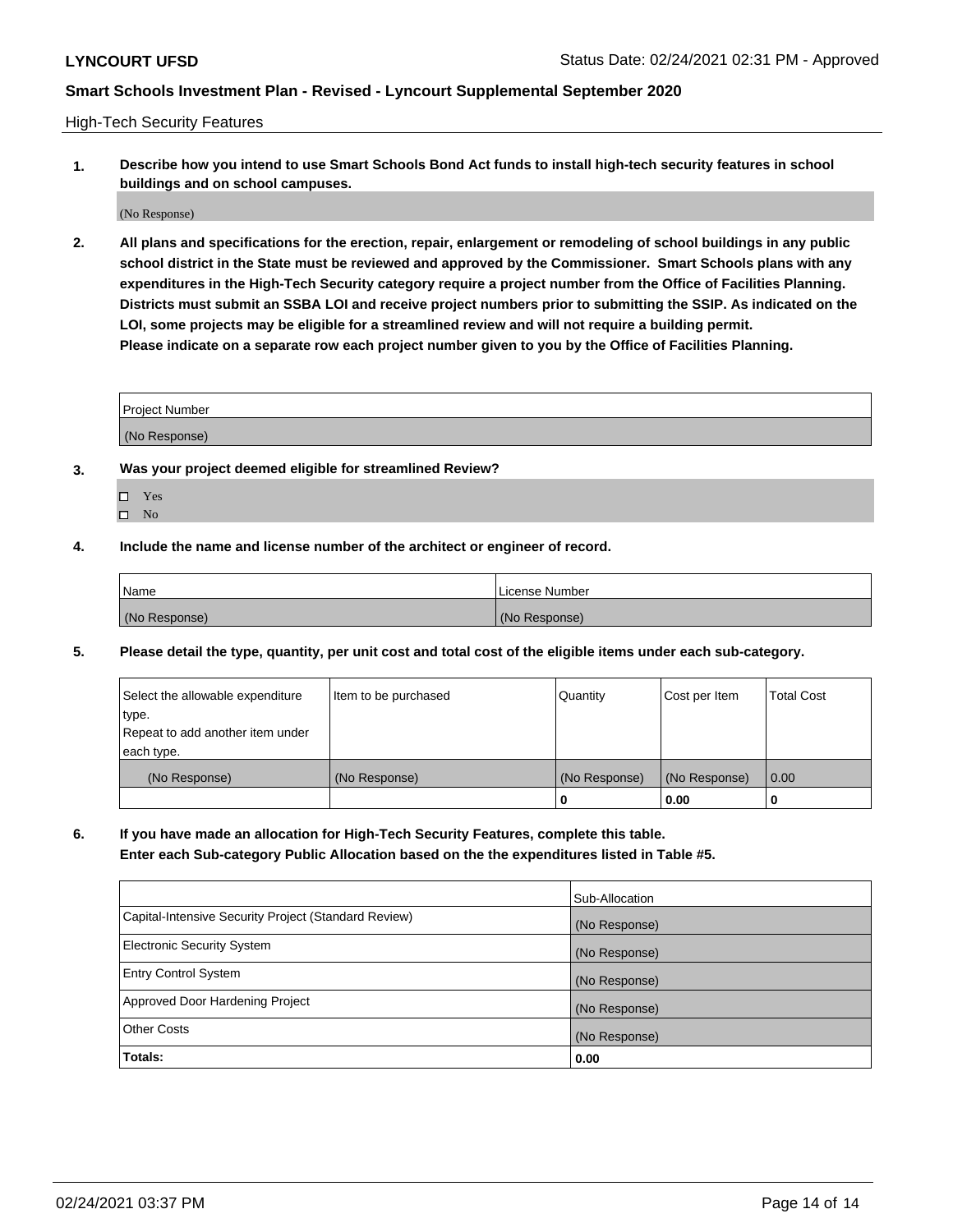## High-Tech Security Features

**1. Describe how you intend to use Smart Schools Bond Act funds to install high-tech security features in school buildings and on school campuses.**

(No Response)

**2. All plans and specifications for the erection, repair, enlargement or remodeling of school buildings in any public school district in the State must be reviewed and approved by the Commissioner. Smart Schools plans with any expenditures in the High-Tech Security category require a project number from the Office of Facilities Planning. Districts must submit an SSBA LOI and receive project numbers prior to submitting the SSIP. As indicated on the LOI, some projects may be eligible for a streamlined review and will not require a building permit. Please indicate on a separate row each project number given to you by the Office of Facilities Planning.**

| Project Number |
|---|
| (No Response) |

**3. Was your project deemed eligible for streamlined Review?**

- ☐ Yes
- ☐ No

**4. Include the name and license number of the architect or engineer of record.**

| Name | License Number |
|---|---|
| (No Response) | (No Response) |

**5. Please detail the type, quantity, per unit cost and total cost of the eligible items under each sub-category.**

| Select the allowable expenditure type. Repeat to add another item under each type. | Item to be purchased | Quantity | Cost per Item | Total Cost |
|---|---|---|---|---|
| (No Response) | (No Response) | (No Response) | (No Response) | 0.00 |
| | | 0 | 0.00 | 0 |

**6. If you have made an allocation for High-Tech Security Features, complete this table. Enter each Sub-category Public Allocation based on the the expenditures listed in Table #5.**

| | Sub-Allocation |
|---|---|
| Capital-Intensive Security Project (Standard Review) | (No Response) |
| Electronic Security System | (No Response) |
| Entry Control System | (No Response) |
| Approved Door Hardening Project | (No Response) |
| Other Costs | (No Response) |
| **Totals:** | **0.00** |